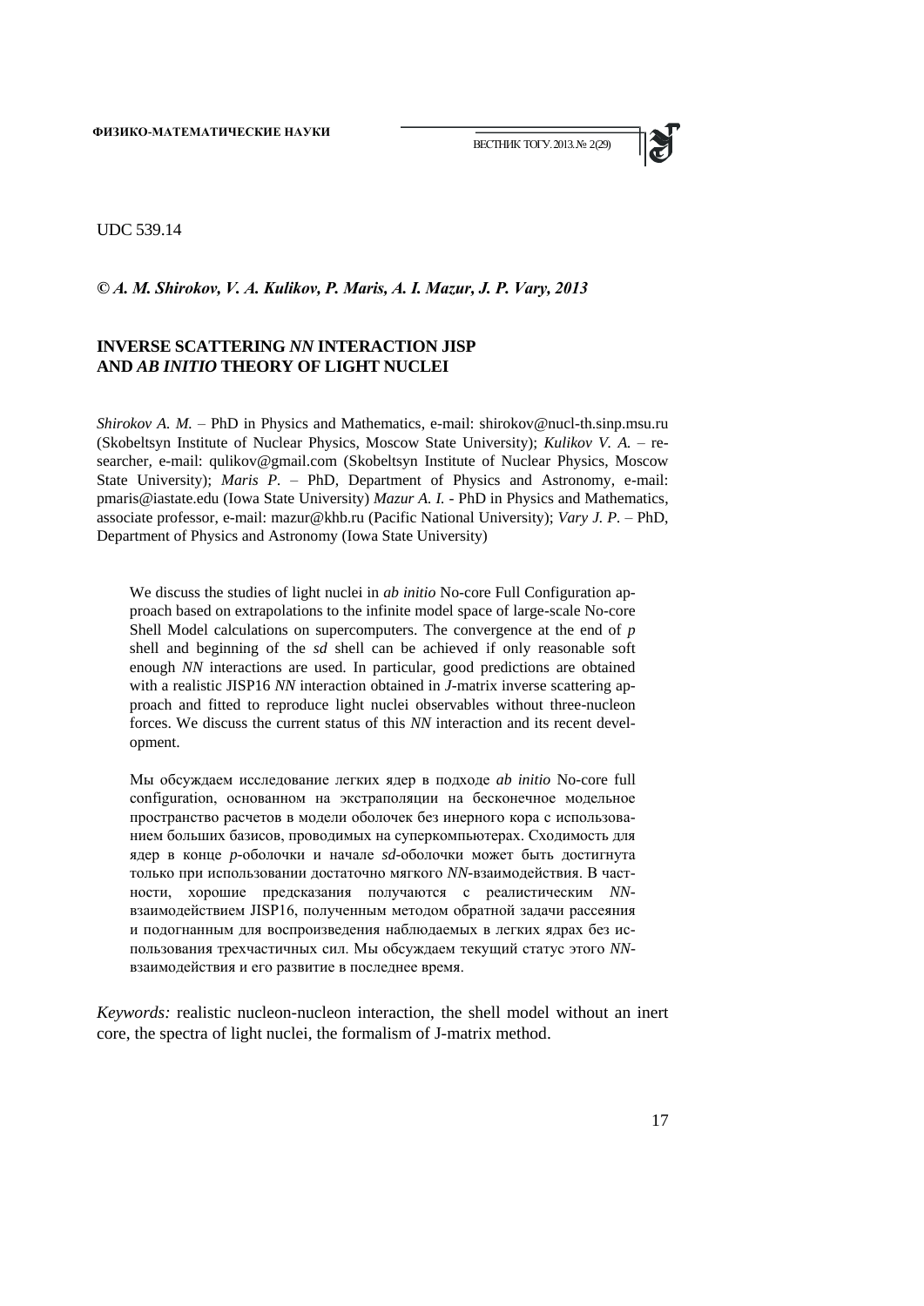UDC 539.14

***© A. M. Shirokov, V. A. Kulikov, P. Maris, A. I. Mazur, J. P. Vary, 2013***

## INVERSE SCATTERING *NN* INTERACTION JISP AND *AB INITIO* THEORY OF LIGHT NUCLEI

*Shirokov A. M.* – PhD in Physics and Mathematics, e-mail: shirokov@nucl-th.sinp.msu.ru (Skobeltsyn Institute of Nuclear Physics, Moscow State University); *Kulikov V. A.* – researcher, e-mail: qulikov@gmail.com (Skobeltsyn Institute of Nuclear Physics, Moscow State University); *Maris P.* – PhD, Department of Physics and Astronomy, e-mail: pmaris@iastate.edu (Iowa State University) *Mazur A. I.* - PhD in Physics and Mathematics, associate professor, e-mail: mazur@khb.ru (Pacific National University); *Vary J. P.* – PhD, Department of Physics and Astronomy (Iowa State University)

We discuss the studies of light nuclei in *ab initio* No-core Full Configuration approach based on extrapolations to the infinite model space of large-scale No-core Shell Model calculations on supercomputers. The convergence at the end of *p* shell and beginning of the *sd* shell can be achieved if only reasonable soft enough *NN* interactions are used. In particular, good predictions are obtained with a realistic JISP16 *NN* interaction obtained in *J*-matrix inverse scattering approach and fitted to reproduce light nuclei observables without three-nucleon forces. We discuss the current status of this *NN* interaction and its recent development.

Мы обсуждаем исследование легких ядер в подходе *ab initio* No-core full configuration, основанном на экстраполяции на бесконечное модельное пространство расчетов в модели оболочек без инерного кора с использованием больших базисов, проводимых на суперкомпьютерах. Сходимость для ядер в конце *p*-оболочки и начале *sd*-оболочки может быть достигнута только при использовании достаточно мягкого *NN*-взаимодействия. В частности, хорошие предсказания получаются с реалистическим *NN*-взаимодействием JISP16, полученным методом обратной задачи рассеяния и подогнанным для воспроизведения наблюдаемых в легких ядрах без использования трехчастичных сил. Мы обсуждаем текущий статус этого *NN*-взаимодействия и его развитие в последнее время.

*Keywords:* realistic nucleon-nucleon interaction, the shell model without an inert core, the spectra of light nuclei, the formalism of J-matrix method.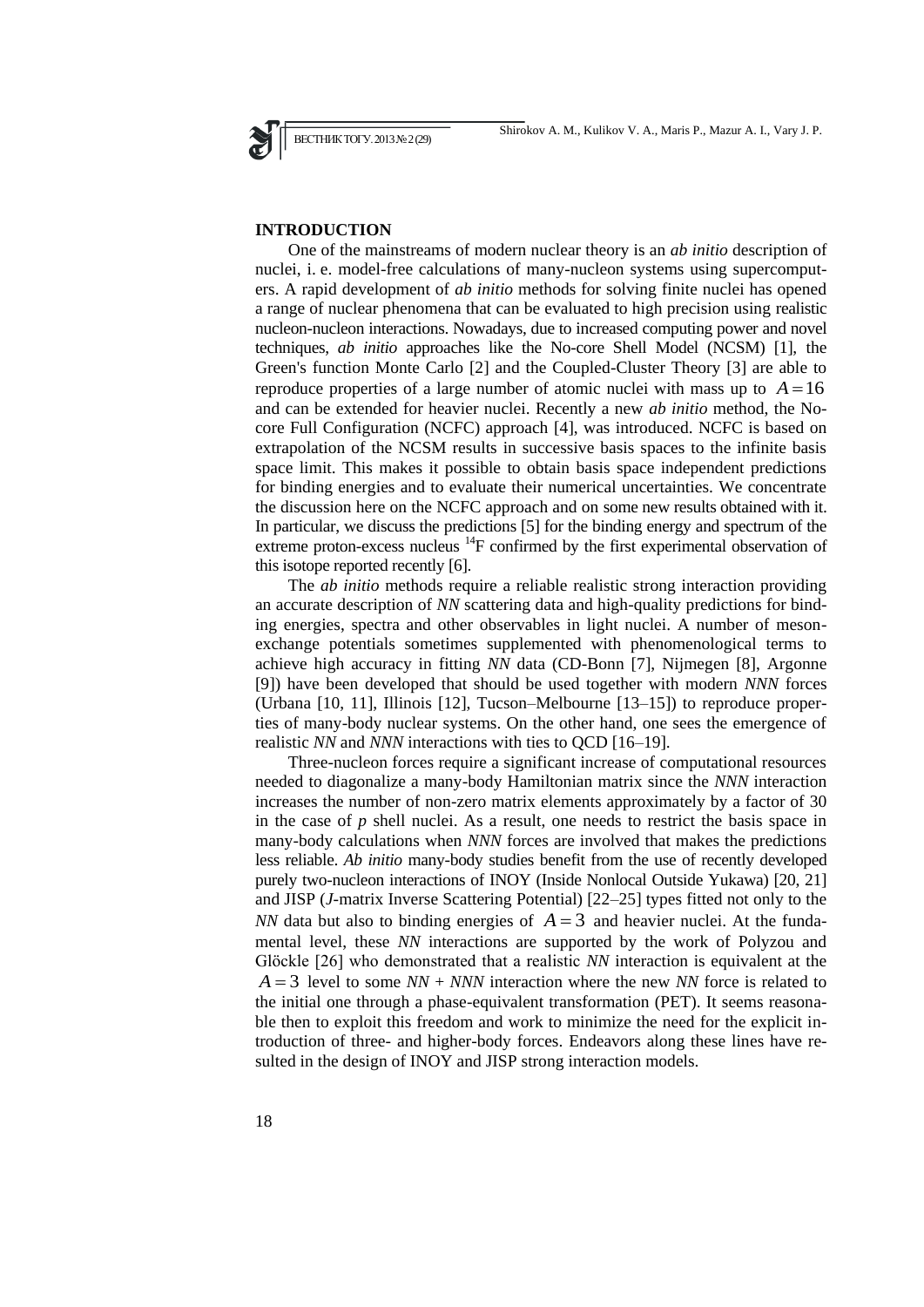## INTRODUCTION

One of the mainstreams of modern nuclear theory is an *ab initio* description of nuclei, i. e. model-free calculations of many-nucleon systems using supercomputers. A rapid development of *ab initio* methods for solving finite nuclei has opened a range of nuclear phenomena that can be evaluated to high precision using realistic nucleon-nucleon interactions. Nowadays, due to increased computing power and novel techniques, *ab initio* approaches like the No-core Shell Model (NCSM) [1], the Green's function Monte Carlo [2] and the Coupled-Cluster Theory [3] are able to reproduce properties of a large number of atomic nuclei with mass up to $A = 16$ and can be extended for heavier nuclei. Recently a new *ab initio* method, the No-core Full Configuration (NCFC) approach [4], was introduced. NCFC is based on extrapolation of the NCSM results in successive basis spaces to the infinite basis space limit. This makes it possible to obtain basis space independent predictions for binding energies and to evaluate their numerical uncertainties. We concentrate the discussion here on the NCFC approach and on some new results obtained with it. In particular, we discuss the predictions [5] for the binding energy and spectrum of the extreme proton-excess nucleus $^{14}$F confirmed by the first experimental observation of this isotope reported recently [6].

The *ab initio* methods require a reliable realistic strong interaction providing an accurate description of *NN* scattering data and high-quality predictions for binding energies, spectra and other observables in light nuclei. A number of meson-exchange potentials sometimes supplemented with phenomenological terms to achieve high accuracy in fitting *NN* data (CD-Bonn [7], Nijmegen [8], Argonne [9]) have been developed that should be used together with modern *NNN* forces (Urbana [10, 11], Illinois [12], Tucson–Melbourne [13–15]) to reproduce properties of many-body nuclear systems. On the other hand, one sees the emergence of realistic *NN* and *NNN* interactions with ties to QCD [16–19].

Three-nucleon forces require a significant increase of computational resources needed to diagonalize a many-body Hamiltonian matrix since the *NNN* interaction increases the number of non-zero matrix elements approximately by a factor of 30 in the case of *p* shell nuclei. As a result, one needs to restrict the basis space in many-body calculations when *NNN* forces are involved that makes the predictions less reliable. *Ab initio* many-body studies benefit from the use of recently developed purely two-nucleon interactions of INOY (Inside Nonlocal Outside Yukawa) [20, 21] and JISP (*J*-matrix Inverse Scattering Potential) [22–25] types fitted not only to the *NN* data but also to binding energies of $A = 3$ and heavier nuclei. At the fundamental level, these *NN* interactions are supported by the work of Polyzou and Glöckle [26] who demonstrated that a realistic *NN* interaction is equivalent at the $A = 3$ level to some *NN* + *NNN* interaction where the new *NN* force is related to the initial one through a phase-equivalent transformation (PET). It seems reasonable then to exploit this freedom and work to minimize the need for the explicit introduction of three- and higher-body forces. Endeavors along these lines have resulted in the design of INOY and JISP strong interaction models.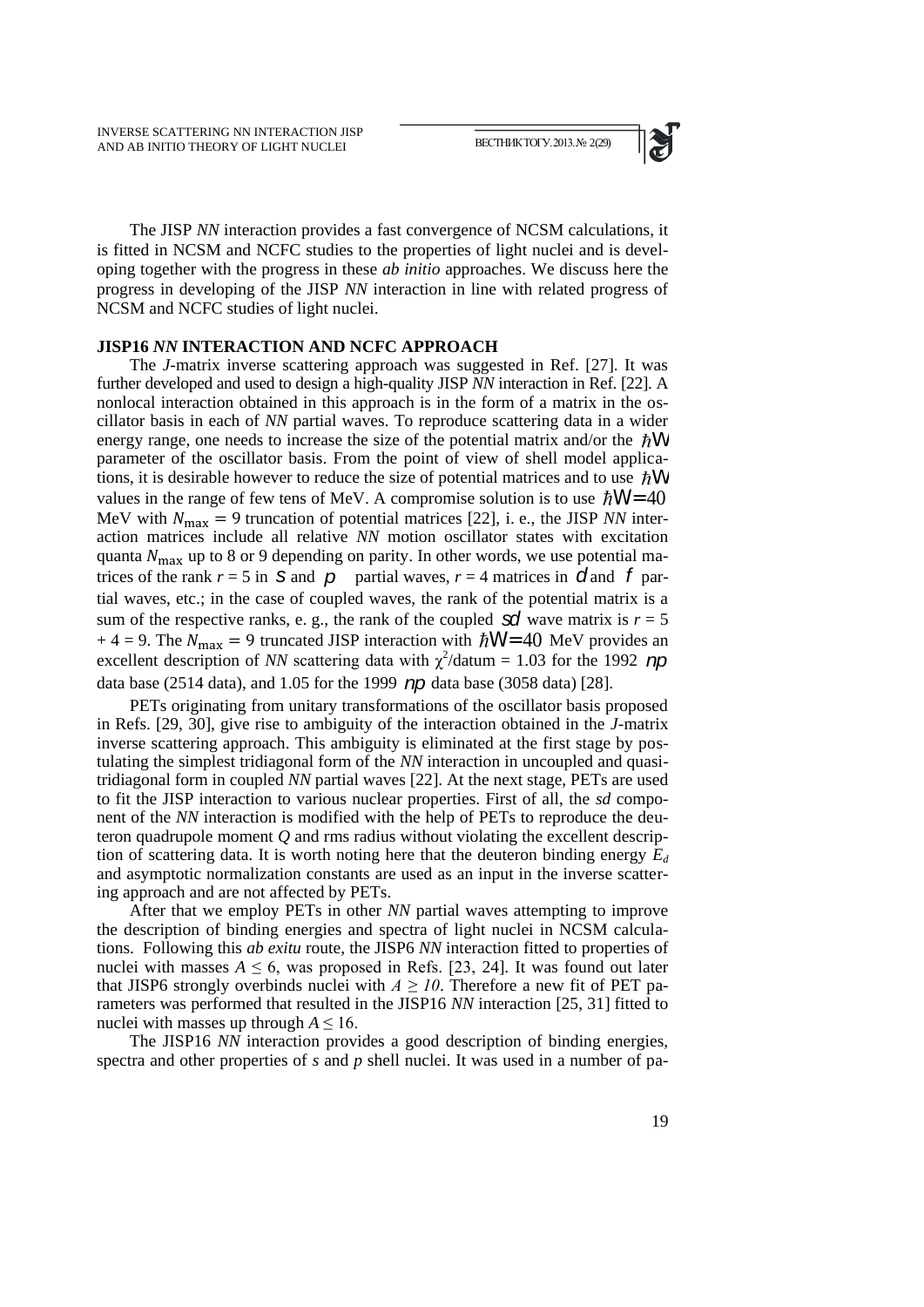The JISP *NN* interaction provides a fast convergence of NCSM calculations, it is fitted in NCSM and NCFC studies to the properties of light nuclei and is developing together with the progress in these *ab initio* approaches. We discuss here the progress in developing of the JISP *NN* interaction in line with related progress of NCSM and NCFC studies of light nuclei.

## JISP16 *NN* INTERACTION AND NCFC APPROACH

The *J*-matrix inverse scattering approach was suggested in Ref. [27]. It was further developed and used to design a high-quality JISP *NN* interaction in Ref. [22]. A nonlocal interaction obtained in this approach is in the form of a matrix in the oscillator basis in each of *NN* partial waves. To reproduce scattering data in a wider energy range, one needs to increase the size of the potential matrix and/or the $\hbar\Omega$ parameter of the oscillator basis. From the point of view of shell model applications, it is desirable however to reduce the size of potential matrices and to use $\hbar\Omega$ values in the range of few tens of MeV. A compromise solution is to use $\hbar\Omega = 40$ MeV with $N_{\max} = 9$ truncation of potential matrices [22], i. e., the JISP *NN* interaction matrices include all relative *NN* motion oscillator states with excitation quanta $N_{\max}$ up to 8 or 9 depending on parity. In other words, we use potential matrices of the rank $r = 5$ in $s$ and $p$ partial waves, $r = 4$ matrices in $d$ and $f$ partial waves, etc.; in the case of coupled waves, the rank of the potential matrix is a sum of the respective ranks, e. g., the rank of the coupled $sd$ wave matrix is $r = 5 + 4 = 9$. The $N_{\max} = 9$ truncated JISP interaction with $\hbar\Omega = 40$ MeV provides an excellent description of *NN* scattering data with $\chi^2$/datum = 1.03 for the 1992 $np$ data base (2514 data), and 1.05 for the 1999 $np$ data base (3058 data) [28].

PETs originating from unitary transformations of the oscillator basis proposed in Refs. [29, 30], give rise to ambiguity of the interaction obtained in the *J*-matrix inverse scattering approach. This ambiguity is eliminated at the first stage by postulating the simplest tridiagonal form of the *NN* interaction in uncoupled and quasi-tridiagonal form in coupled *NN* partial waves [22]. At the next stage, PETs are used to fit the JISP interaction to various nuclear properties. First of all, the *sd* component of the *NN* interaction is modified with the help of PETs to reproduce the deuteron quadrupole moment *Q* and rms radius without violating the excellent description of scattering data. It is worth noting here that the deuteron binding energy $E_d$ and asymptotic normalization constants are used as an input in the inverse scattering approach and are not affected by PETs.

After that we employ PETs in other *NN* partial waves attempting to improve the description of binding energies and spectra of light nuclei in NCSM calculations. Following this *ab exitu* route, the JISP6 *NN* interaction fitted to properties of nuclei with masses $A \leq 6$, was proposed in Refs. [23, 24]. It was found out later that JISP6 strongly overbinds nuclei with $A \geq 10$. Therefore a new fit of PET parameters was performed that resulted in the JISP16 *NN* interaction [25, 31] fitted to nuclei with masses up through $A \leq 16$.

The JISP16 *NN* interaction provides a good description of binding energies, spectra and other properties of *s* and *p* shell nuclei. It was used in a number of pa-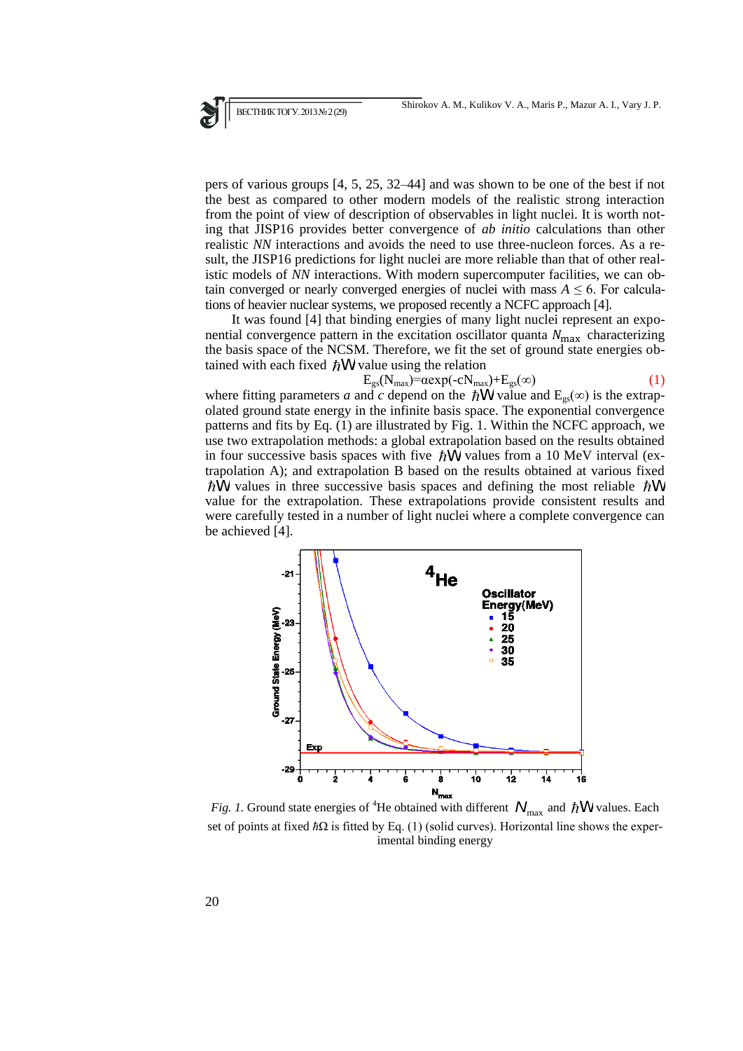pers of various groups [4, 5, 25, 32–44] and was shown to be one of the best if not the best as compared to other modern models of the realistic strong interaction from the point of view of description of observables in light nuclei. It is worth noting that JISP16 provides better convergence of *ab initio* calculations than other realistic *NN* interactions and avoids the need to use three-nucleon forces. As a result, the JISP16 predictions for light nuclei are more reliable than that of other realistic models of *NN* interactions. With modern supercomputer facilities, we can obtain converged or nearly converged energies of nuclei with mass $A \leq 6$. For calculations of heavier nuclear systems, we proposed recently a NCFC approach [4].

It was found [4] that binding energies of many light nuclei represent an exponential convergence pattern in the excitation oscillator quanta $N_{\max}$ characterizing the basis space of the NCSM. Therefore, we fit the set of ground state energies obtained with each fixed $\hbar\Omega$ value using the relation

$$E_{gs}(N_{max})=\alpha\exp(-cN_{max})+E_{gs}(\infty) \qquad (1)$$

where fitting parameters *a* and *c* depend on the $\hbar\Omega$ value and $E_{gs}(\infty)$ is the extrapolated ground state energy in the infinite basis space. The exponential convergence patterns and fits by Eq. (1) are illustrated by Fig. 1. Within the NCFC approach, we use two extrapolation methods: a global extrapolation based on the results obtained in four successive basis spaces with five $\hbar\Omega$ values from a 10 MeV interval (extrapolation A); and extrapolation B based on the results obtained at various fixed $\hbar\Omega$ values in three successive basis spaces and defining the most reliable $\hbar\Omega$ value for the extrapolation. These extrapolations provide consistent results and were carefully tested in a number of light nuclei where a complete convergence can be achieved [4].

*Fig. 1.* Ground state energies of $^4$He obtained with different $N_{\max}$ and $\hbar\Omega$ values. Each set of points at fixed $\hbar\Omega$ is fitted by Eq. (1) (solid curves). Horizontal line shows the experimental binding energy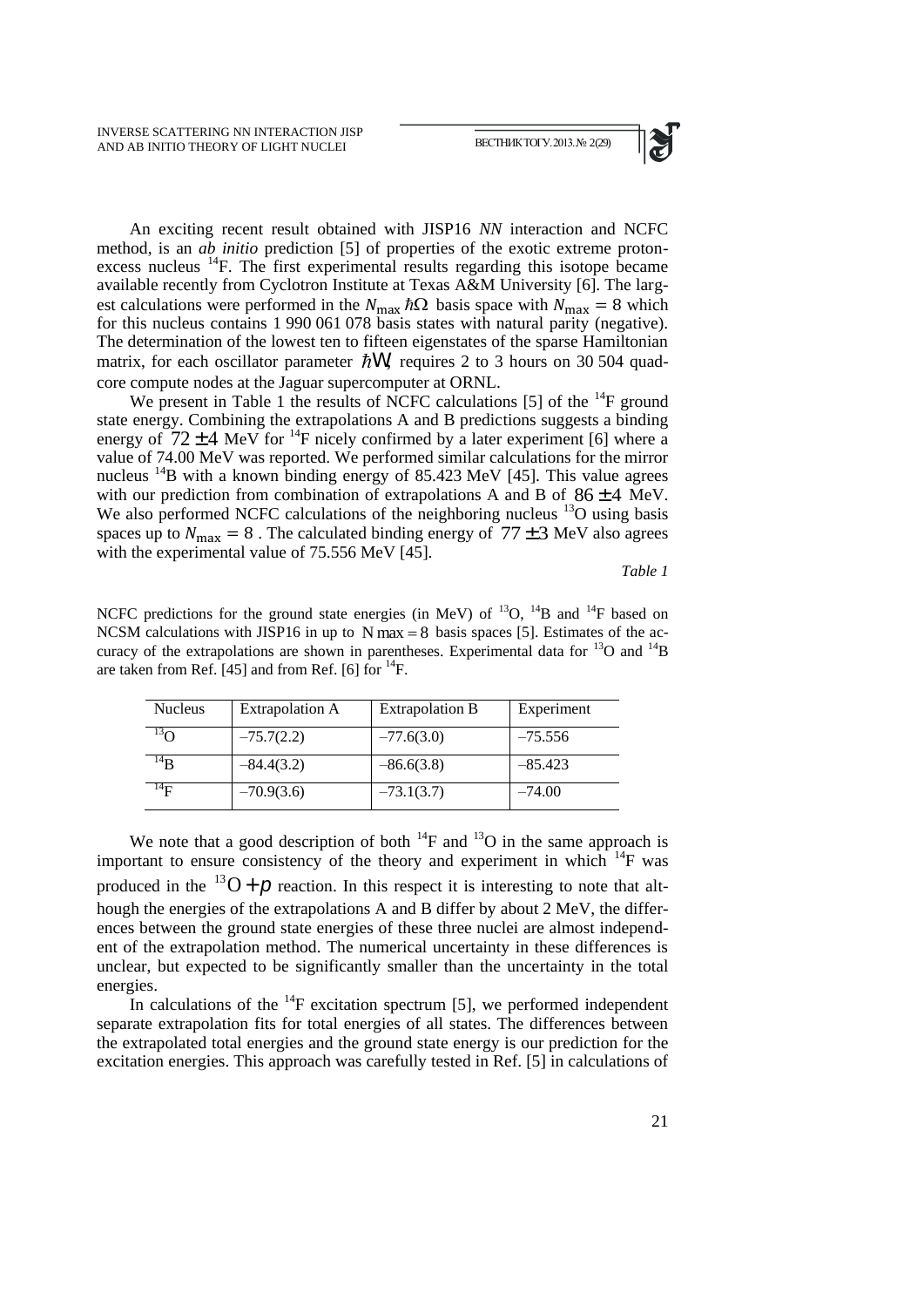An exciting recent result obtained with JISP16 *NN* interaction and NCFC method, is an *ab initio* prediction [5] of properties of the exotic extreme proton-excess nucleus $^{14}$F. The first experimental results regarding this isotope became available recently from Cyclotron Institute at Texas A&M University [6]. The largest calculations were performed in the $N_{\max}\hbar\Omega$ basis space with $N_{\max} = 8$ which for this nucleus contains 1 990 061 078 basis states with natural parity (negative). The determination of the lowest ten to fifteen eigenstates of the sparse Hamiltonian matrix, for each oscillator parameter $\hbar\Omega$, requires 2 to 3 hours on 30 504 quad-core compute nodes at the Jaguar supercomputer at ORNL.

We present in Table 1 the results of NCFC calculations [5] of the $^{14}$F ground state energy. Combining the extrapolations A and B predictions suggests a binding energy of $72 \pm 4$ MeV for $^{14}$F nicely confirmed by a later experiment [6] where a value of 74.00 MeV was reported. We performed similar calculations for the mirror nucleus $^{14}$B with a known binding energy of 85.423 MeV [45]. This value agrees with our prediction from combination of extrapolations A and B of $86 \pm 4$ MeV. We also performed NCFC calculations of the neighboring nucleus $^{13}$O using basis spaces up to $N_{\max} = 8$. The calculated binding energy of $77 \pm 3$ MeV also agrees with the experimental value of 75.556 MeV [45].

*Table 1*

NCFC predictions for the ground state energies (in MeV) of $^{13}$O, $^{14}$B and $^{14}$F based on NCSM calculations with JISP16 in up to $N\max = 8$ basis spaces [5]. Estimates of the accuracy of the extrapolations are shown in parentheses. Experimental data for $^{13}$O and $^{14}$B are taken from Ref. [45] and from Ref. [6] for $^{14}$F.

| Nucleus | Extrapolation A | Extrapolation B | Experiment |
|---|---|---|---|
| $^{13}$O | –75.7(2.2) | –77.6(3.0) | –75.556 |
| $^{14}$B | –84.4(3.2) | –86.6(3.8) | –85.423 |
| $^{14}$F | –70.9(3.6) | –73.1(3.7) | –74.00 |

We note that a good description of both $^{14}$F and $^{13}$O in the same approach is important to ensure consistency of the theory and experiment in which $^{14}$F was produced in the $^{13}\text{O} + p$ reaction. In this respect it is interesting to note that although the energies of the extrapolations A and B differ by about 2 MeV, the differences between the ground state energies of these three nuclei are almost independent of the extrapolation method. The numerical uncertainty in these differences is unclear, but expected to be significantly smaller than the uncertainty in the total energies.

In calculations of the $^{14}$F excitation spectrum [5], we performed independent separate extrapolation fits for total energies of all states. The differences between the extrapolated total energies and the ground state energy is our prediction for the excitation energies. This approach was carefully tested in Ref. [5] in calculations of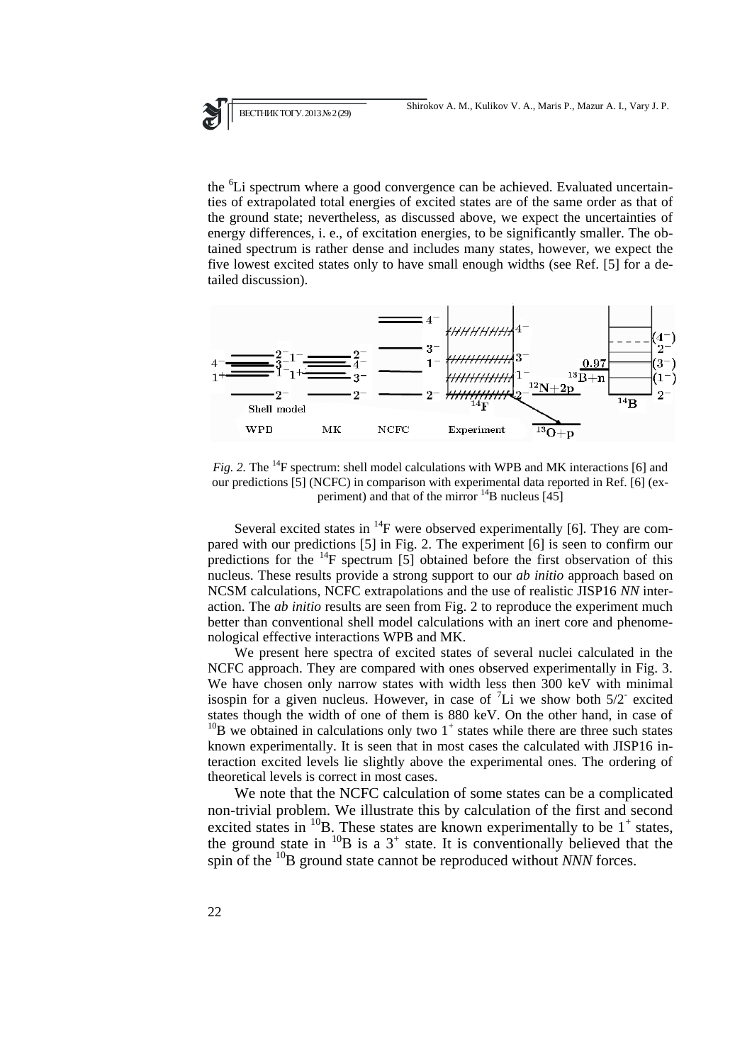the $^6$Li spectrum where a good convergence can be achieved. Evaluated uncertainties of extrapolated total energies of excited states are of the same order as that of the ground state; nevertheless, as discussed above, we expect the uncertainties of energy differences, i. e., of excitation energies, to be significantly smaller. The obtained spectrum is rather dense and includes many states, however, we expect the five lowest excited states only to have small enough widths (see Ref. [5] for a detailed discussion).

*Fig. 2.* The $^{14}$F spectrum: shell model calculations with WPB and MK interactions [6] and our predictions [5] (NCFC) in comparison with experimental data reported in Ref. [6] (experiment) and that of the mirror $^{14}$B nucleus [45]

Several excited states in $^{14}$F were observed experimentally [6]. They are compared with our predictions [5] in Fig. 2. The experiment [6] is seen to confirm our predictions for the $^{14}$F spectrum [5] obtained before the first observation of this nucleus. These results provide a strong support to our *ab initio* approach based on NCSM calculations, NCFC extrapolations and the use of realistic JISP16 *NN* interaction. The *ab initio* results are seen from Fig. 2 to reproduce the experiment much better than conventional shell model calculations with an inert core and phenomenological effective interactions WPB and MK.

We present here spectra of excited states of several nuclei calculated in the NCFC approach. They are compared with ones observed experimentally in Fig. 3. We have chosen only narrow states with width less then 300 keV with minimal isospin for a given nucleus. However, in case of $^7$Li we show both $5/2^-$ excited states though the width of one of them is 880 keV. On the other hand, in case of $^{10}$B we obtained in calculations only two $1^+$ states while there are three such states known experimentally. It is seen that in most cases the calculated with JISP16 interaction excited levels lie slightly above the experimental ones. The ordering of theoretical levels is correct in most cases.

We note that the NCFC calculation of some states can be a complicated non-trivial problem. We illustrate this by calculation of the first and second excited states in $^{10}$B. These states are known experimentally to be $1^+$ states, the ground state in $^{10}$B is a $3^+$ state. It is conventionally believed that the spin of the $^{10}$B ground state cannot be reproduced without *NNN* forces.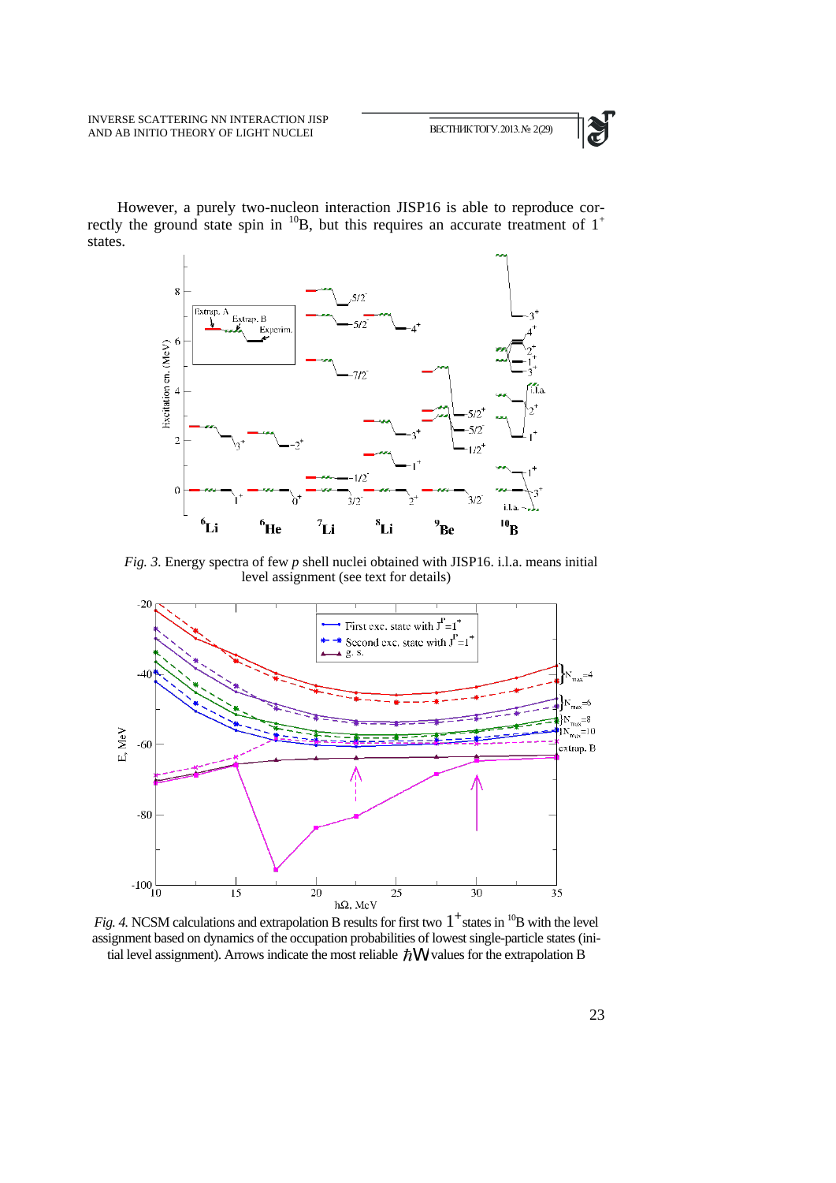However, a purely two-nucleon interaction JISP16 is able to reproduce correctly the ground state spin in $^{10}$B, but this requires an accurate treatment of $1^+$ states.

*Fig. 3.* Energy spectra of few *p* shell nuclei obtained with JISP16. i.l.a. means initial level assignment (see text for details)

*Fig. 4.* NCSM calculations and extrapolation B results for first two $1^+$ states in $^{10}$B with the level assignment based on dynamics of the occupation probabilities of lowest single-particle states (initial level assignment). Arrows indicate the most reliable $\hbar\Omega$ values for the extrapolation B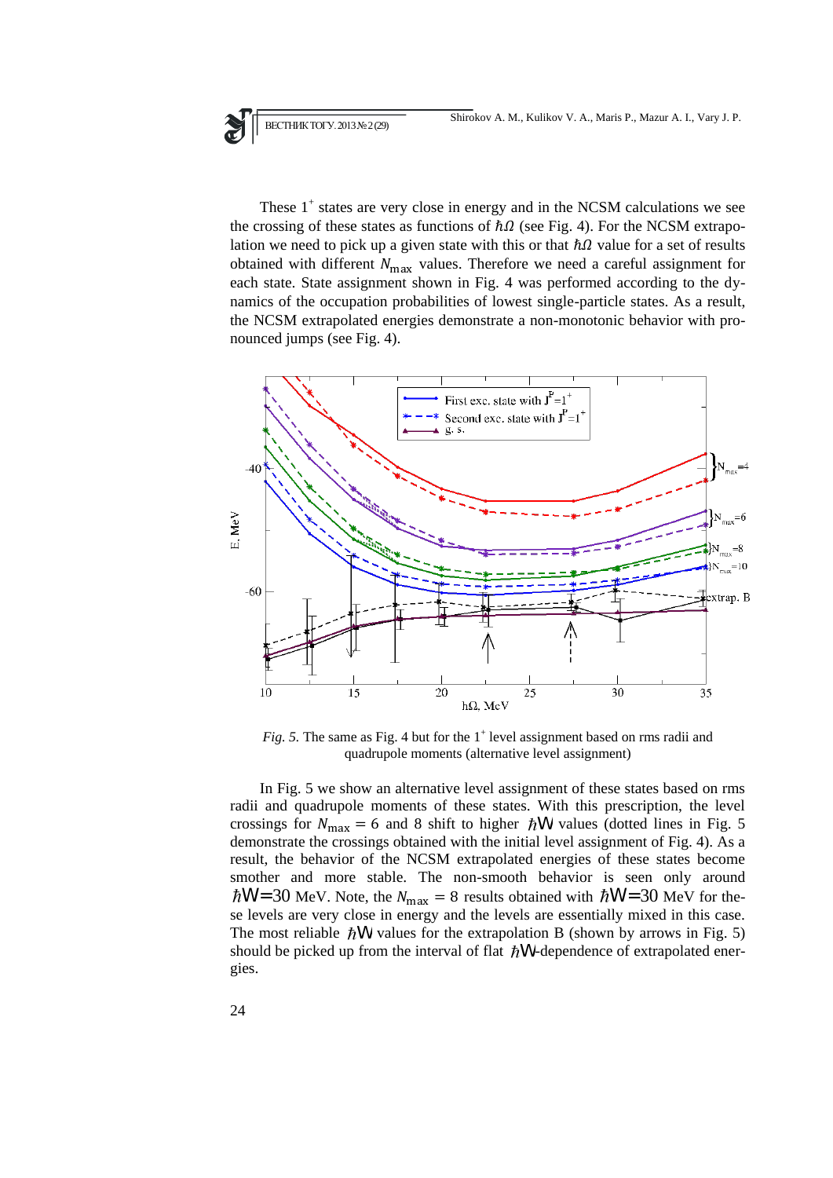These $1^+$ states are very close in energy and in the NCSM calculations we see the crossing of these states as functions of $\hbar\Omega$ (see Fig. 4). For the NCSM extrapolation we need to pick up a given state with this or that $\hbar\Omega$ value for a set of results obtained with different $N_{\max}$ values. Therefore we need a careful assignment for each state. State assignment shown in Fig. 4 was performed according to the dynamics of the occupation probabilities of lowest single-particle states. As a result, the NCSM extrapolated energies demonstrate a non-monotonic behavior with pronounced jumps (see Fig. 4).

*Fig. 5.* The same as Fig. 4 but for the $1^+$ level assignment based on rms radii and quadrupole moments (alternative level assignment)

In Fig. 5 we show an alternative level assignment of these states based on rms radii and quadrupole moments of these states. With this prescription, the level crossings for $N_{\max} = 6$ and 8 shift to higher $\hbar\Omega$ values (dotted lines in Fig. 5 demonstrate the crossings obtained with the initial level assignment of Fig. 4). As a result, the behavior of the NCSM extrapolated energies of these states become smother and more stable. The non-smooth behavior is seen only around $\hbar\Omega$=30 MeV. Note, the $N_{\max} = 8$ results obtained with $\hbar\Omega$=30 MeV for these levels are very close in energy and the levels are essentially mixed in this case. The most reliable $\hbar\Omega$ values for the extrapolation B (shown by arrows in Fig. 5) should be picked up from the interval of flat $\hbar\Omega$-dependence of extrapolated energies.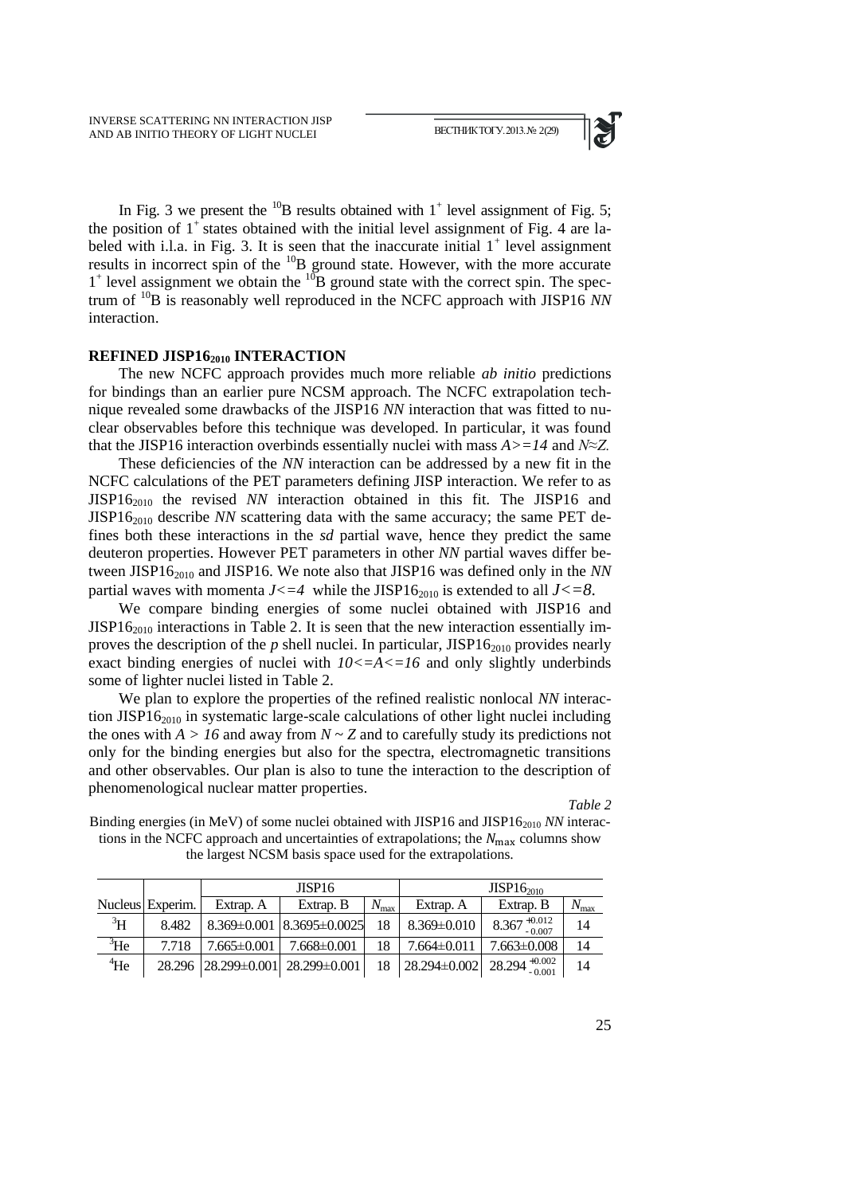In Fig. 3 we present the $^{10}$B results obtained with $1^+$ level assignment of Fig. 5; the position of $1^+$ states obtained with the initial level assignment of Fig. 4 are labeled with i.l.a. in Fig. 3. It is seen that the inaccurate initial $1^+$ level assignment results in incorrect spin of the $^{10}$B ground state. However, with the more accurate $1^+$ level assignment we obtain the $^{10}$B ground state with the correct spin. The spectrum of $^{10}$B is reasonably well reproduced in the NCFC approach with JISP16 *NN* interaction.

## REFINED JISP16$_{2010}$ INTERACTION

The new NCFC approach provides much more reliable *ab initio* predictions for bindings than an earlier pure NCSM approach. The NCFC extrapolation technique revealed some drawbacks of the JISP16 *NN* interaction that was fitted to nuclear observables before this technique was developed. In particular, it was found that the JISP16 interaction overbinds essentially nuclei with mass $A>=14$ and $N \approx Z$.

These deficiencies of the *NN* interaction can be addressed by a new fit in the NCFC calculations of the PET parameters defining JISP interaction. We refer to as JISP16$_{2010}$ the revised *NN* interaction obtained in this fit. The JISP16 and JISP16$_{2010}$ describe *NN* scattering data with the same accuracy; the same PET defines both these interactions in the *sd* partial wave, hence they predict the same deuteron properties. However PET parameters in other *NN* partial waves differ between JISP16$_{2010}$ and JISP16. We note also that JISP16 was defined only in the *NN* partial waves with momenta $J<=4$ while the JISP16$_{2010}$ is extended to all $J<=8$.

We compare binding energies of some nuclei obtained with JISP16 and JISP16$_{2010}$ interactions in Table 2. It is seen that the new interaction essentially improves the description of the *p* shell nuclei. In particular, JISP16$_{2010}$ provides nearly exact binding energies of nuclei with $10<=A<=16$ and only slightly underbinds some of lighter nuclei listed in Table 2.

We plan to explore the properties of the refined realistic nonlocal *NN* interaction JISP16$_{2010}$ in systematic large-scale calculations of other light nuclei including the ones with $A > 16$ and away from $N \sim Z$ and to carefully study its predictions not only for the binding energies but also for the spectra, electromagnetic transitions and other observables. Our plan is also to tune the interaction to the description of phenomenological nuclear matter properties.

*Table 2*

Binding energies (in MeV) of some nuclei obtained with JISP16 and JISP16$_{2010}$ *NN* interactions in the NCFC approach and uncertainties of extrapolations; the $N_{\max}$ columns show the largest NCSM basis space used for the extrapolations.

| | | JISP16 | | | JISP16$_{2010}$ | | |
|---|---|---|---|---|---|---|---|
| Nucleus | Experim. | Extrap. A | Extrap. B | $N_{\max}$ | Extrap. A | Extrap. B | $N_{\max}$ |
| $^3$H | 8.482 | 8.369±0.001 | 8.3695±0.0025 | 18 | 8.369±0.010 | $8.367^{+0.012}_{-0.007}$ | 14 |
| $^3$He | 7.718 | 7.665±0.001 | 7.668±0.001 | 18 | 7.664±0.011 | 7.663±0.008 | 14 |
| $^4$He | 28.296 | 28.299±0.001 | 28.299±0.001 | 18 | 28.294±0.002 | $28.294^{+0.002}_{-0.001}$ | 14 |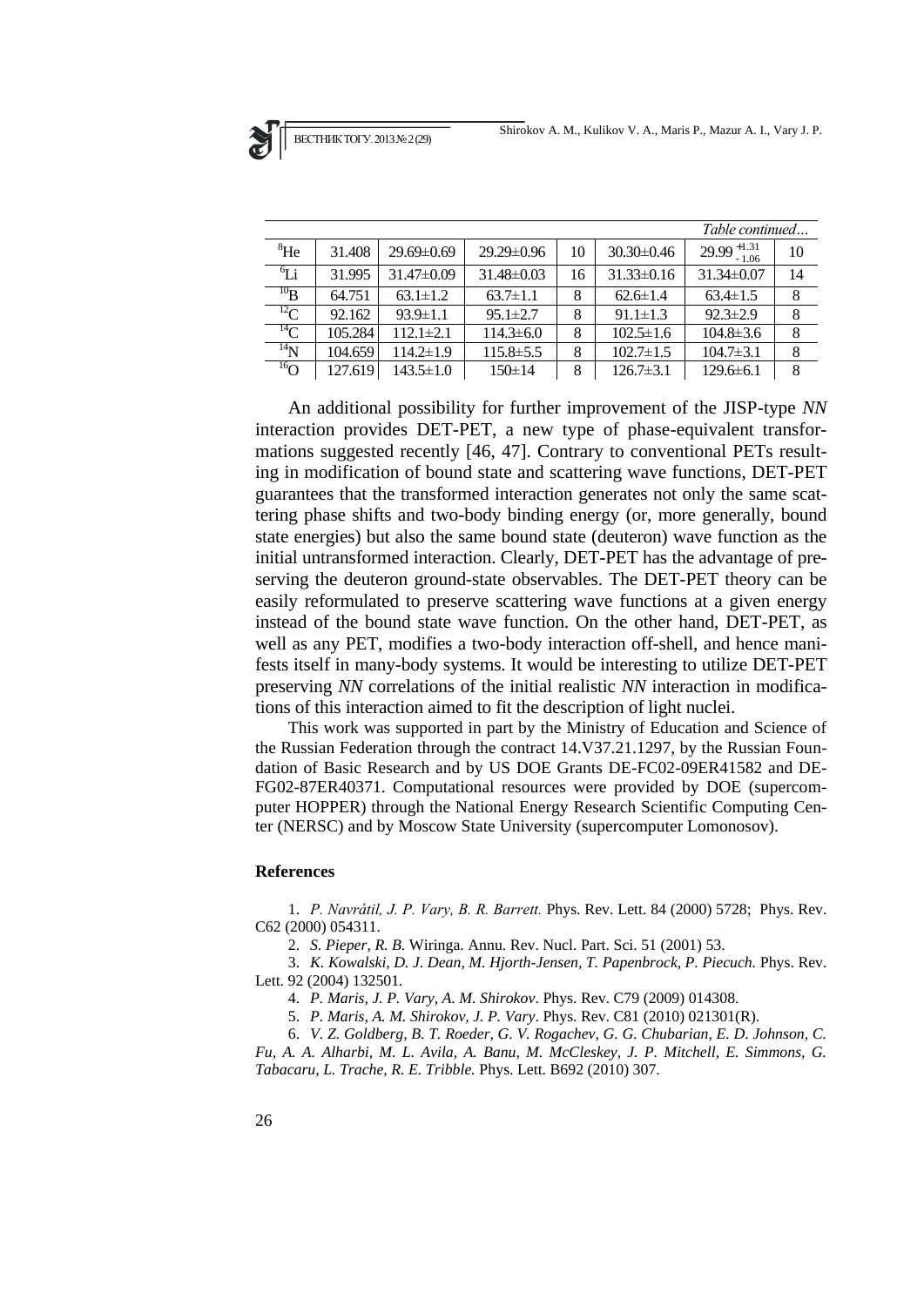*Table continued…*

| | | | | | | | |
|---|---|---|---|---|---|---|---|
| $^{8}$He | 31.408 | 29.69±0.69 | 29.29±0.96 | 10 | 30.30±0.46 | $29.99^{+1.31}_{-1.06}$ | 10 |
| $^{6}$Li | 31.995 | 31.47±0.09 | 31.48±0.03 | 16 | 31.33±0.16 | 31.34±0.07 | 14 |
| $^{10}$B | 64.751 | 63.1±1.2 | 63.7±1.1 | 8 | 62.6±1.4 | 63.4±1.5 | 8 |
| $^{12}$C | 92.162 | 93.9±1.1 | 95.1±2.7 | 8 | 91.1±1.3 | 92.3±2.9 | 8 |
| $^{14}$C | 105.284 | 112.1±2.1 | 114.3±6.0 | 8 | 102.5±1.6 | 104.8±3.6 | 8 |
| $^{14}$N | 104.659 | 114.2±1.9 | 115.8±5.5 | 8 | 102.7±1.5 | 104.7±3.1 | 8 |
| $^{16}$O | 127.619 | 143.5±1.0 | 150±14 | 8 | 126.7±3.1 | 129.6±6.1 | 8 |

An additional possibility for further improvement of the JISP-type *NN* interaction provides DET-PET, a new type of phase-equivalent transformations suggested recently [46, 47]. Contrary to conventional PETs resulting in modification of bound state and scattering wave functions, DET-PET guarantees that the transformed interaction generates not only the same scattering phase shifts and two-body binding energy (or, more generally, bound state energies) but also the same bound state (deuteron) wave function as the initial untransformed interaction. Clearly, DET-PET has the advantage of preserving the deuteron ground-state observables. The DET-PET theory can be easily reformulated to preserve scattering wave functions at a given energy instead of the bound state wave function. On the other hand, DET-PET, as well as any PET, modifies a two-body interaction off-shell, and hence manifests itself in many-body systems. It would be interesting to utilize DET-PET preserving *NN* correlations of the initial realistic *NN* interaction in modifications of this interaction aimed to fit the description of light nuclei.

This work was supported in part by the Ministry of Education and Science of the Russian Federation through the contract 14.V37.21.1297, by the Russian Foundation of Basic Research and by US DOE Grants DE-FC02-09ER41582 and DE-FG02-87ER40371. Computational resources were provided by DOE (supercomputer HOPPER) through the National Energy Research Scientific Computing Center (NERSC) and by Moscow State University (supercomputer Lomonosov).

## References

1. *P. Navrátil, J. P. Vary, B. R. Barrett.* Phys. Rev. Lett. 84 (2000) 5728; Phys. Rev. C62 (2000) 054311.
2. *S. Pieper, R. B.* Wiringa. Annu. Rev. Nucl. Part. Sci. 51 (2001) 53.
3. *K. Kowalski, D. J. Dean, M. Hjorth-Jensen, T. Papenbrock, P. Piecuch.* Phys. Rev. Lett. 92 (2004) 132501.
4. *P. Maris, J. P. Vary, A. M. Shirokov*. Phys. Rev. C79 (2009) 014308.
5. *P. Maris, A. M. Shirokov, J. P. Vary*. Phys. Rev. C81 (2010) 021301(R).
6. *V. Z. Goldberg, B. T. Roeder, G. V. Rogachev, G. G. Chubarian, E. D. Johnson, C. Fu, A. A. Alharbi, M. L. Avila, A. Banu, M. McCleskey, J. P. Mitchell, E. Simmons, G. Tabacaru, L. Trache, R. E. Tribble.* Phys. Lett. B692 (2010) 307.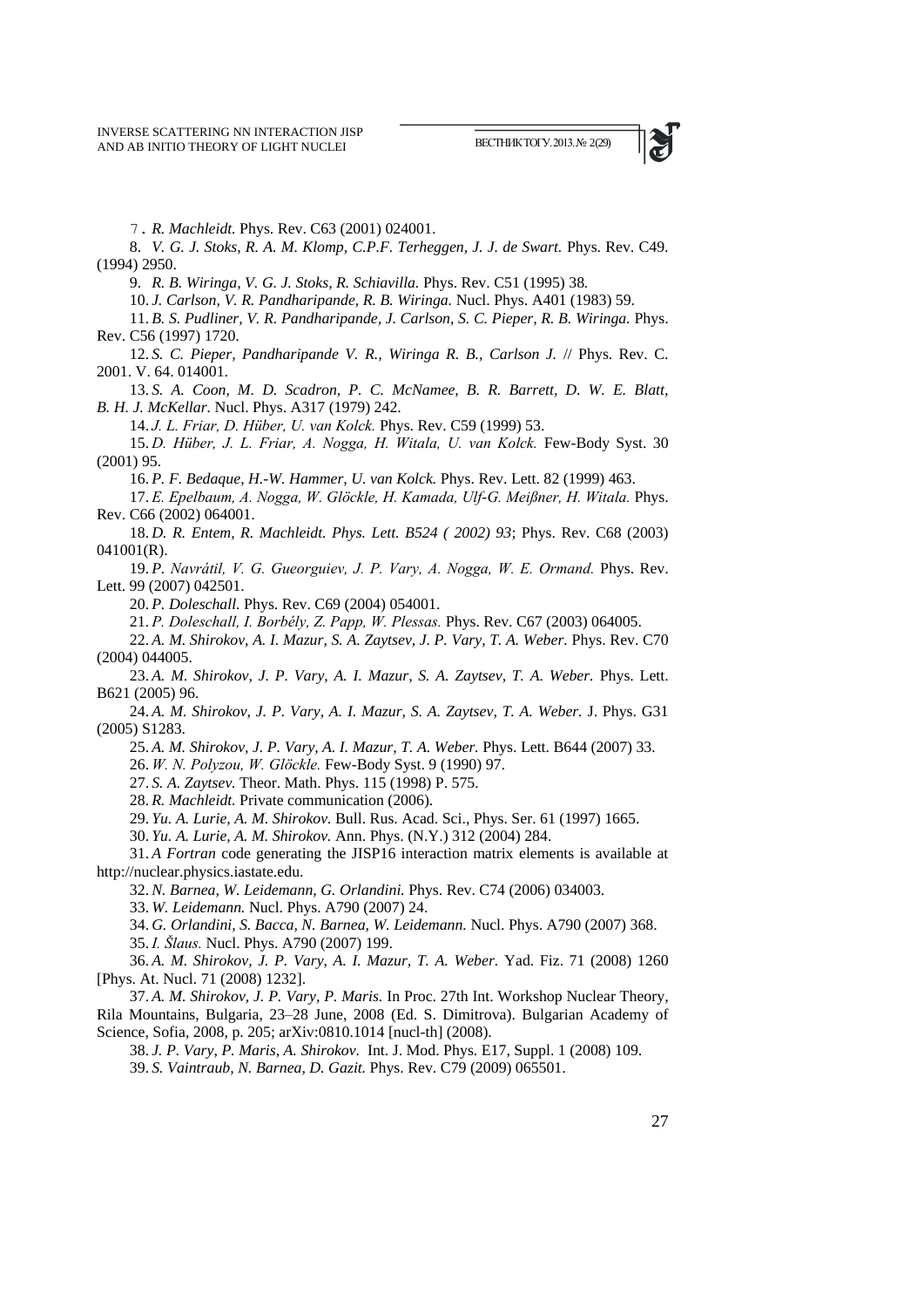7. *R. Machleidt.* Phys. Rev. C63 (2001) 024001.

8. *V. G. J. Stoks, R. A. M. Klomp, C.P.F. Terheggen, J. J. de Swart.* Phys. Rev. C49. (1994) 2950.

9. *R. B. Wiringa, V. G. J. Stoks, R. Schiavilla.* Phys. Rev. C51 (1995) 38.

10. *J. Carlson, V. R. Pandharipande, R. B. Wiringa.* Nucl. Phys. A401 (1983) 59.

11. *B. S. Pudliner, V. R. Pandharipande, J. Carlson, S. C. Pieper, R. B. Wiringa.* Phys. Rev. C56 (1997) 1720.

12. *S. C. Pieper, Pandharipande V. R., Wiringa R. B., Carlson J.* // Phys. Rev. C. 2001. V. 64. 014001.

13. *S. A. Coon, M. D. Scadron, P. C. McNamee, B. R. Barrett, D. W. E. Blatt, B. H. J. McKellar.* Nucl. Phys. A317 (1979) 242.

14. *J. L. Friar, D. Hüber, U. van Kolck.* Phys. Rev. C59 (1999) 53.

15. *D. Hüber, J. L. Friar, A. Nogga, H. Witala, U. van Kolck.* Few-Body Syst. 30 (2001) 95.

16. *P. F. Bedaque, H.-W. Hammer, U. van Kolck.* Phys. Rev. Lett. 82 (1999) 463.

17. *E. Epelbaum, A. Nogga, W. Glöckle, H. Kamada, Ulf-G. Meißner, H. Witala.* Phys. Rev. C66 (2002) 064001.

18. *D. R. Entem, R. Machleidt. Phys. Lett. B524 ( 2002) 93*; Phys. Rev. C68 (2003) 041001(R).

19. *P. Navrátil, V. G. Gueorguiev, J. P. Vary, A. Nogga, W. E. Ormand.* Phys. Rev. Lett. 99 (2007) 042501.

20. *P. Doleschall.* Phys. Rev. C69 (2004) 054001.

21. *P. Doleschall, I. Borbély, Z. Papp, W. Plessas.* Phys. Rev. C67 (2003) 064005.

22. *A. M. Shirokov, A. I. Mazur, S. A. Zaytsev, J. P. Vary, T. A. Weber.* Phys. Rev. C70 (2004) 044005.

23. *A. M. Shirokov, J. P. Vary, A. I. Mazur, S. A. Zaytsev, T. A. Weber.* Phys. Lett. B621 (2005) 96.

24. *A. M. Shirokov, J. P. Vary, A. I. Mazur, S. A. Zaytsev, T. A. Weber.* J. Phys. G31 (2005) S1283.

25. *A. M. Shirokov, J. P. Vary, A. I. Mazur, T. A. Weber.* Phys. Lett. B644 (2007) 33.

26. *W. N. Polyzou, W. Glöckle.* Few-Body Syst. 9 (1990) 97.

27. *S. A. Zaytsev.* Theor. Math. Phys. 115 (1998) P. 575.

28. *R. Machleidt.* Private communication (2006).

29. *Yu. A. Lurie, A. M. Shirokov.* Bull. Rus. Acad. Sci., Phys. Ser. 61 (1997) 1665.

30. *Yu. A. Lurie, A. M. Shirokov.* Ann. Phys. (N.Y.) 312 (2004) 284.

31. *A Fortran* code generating the JISP16 interaction matrix elements is available at http://nuclear.physics.iastate.edu.

32. *N. Barnea, W. Leidemann, G. Orlandini.* Phys. Rev. C74 (2006) 034003.

33. *W. Leidemann.* Nucl. Phys. A790 (2007) 24.

34. *G. Orlandini, S. Bacca, N. Barnea, W. Leidemann.* Nucl. Phys. A790 (2007) 368.

35. *I. Šlaus.* Nucl. Phys. A790 (2007) 199.

36. *A. M. Shirokov, J. P. Vary, A. I. Mazur, T. A. Weber.* Yad. Fiz. 71 (2008) 1260 [Phys. At. Nucl. 71 (2008) 1232].

37. *A. M. Shirokov, J. P. Vary, P. Maris.* In Proc. 27th Int. Workshop Nuclear Theory, Rila Mountains, Bulgaria, 23–28 June, 2008 (Ed. S. Dimitrova). Bulgarian Academy of Science, Sofia, 2008, p. 205; arXiv:0810.1014 [nucl-th] (2008).

38. *J. P. Vary, P. Maris, A. Shirokov.* Int. J. Mod. Phys. E17, Suppl. 1 (2008) 109.

39. *S. Vaintraub, N. Barnea, D. Gazit.* Phys. Rev. C79 (2009) 065501.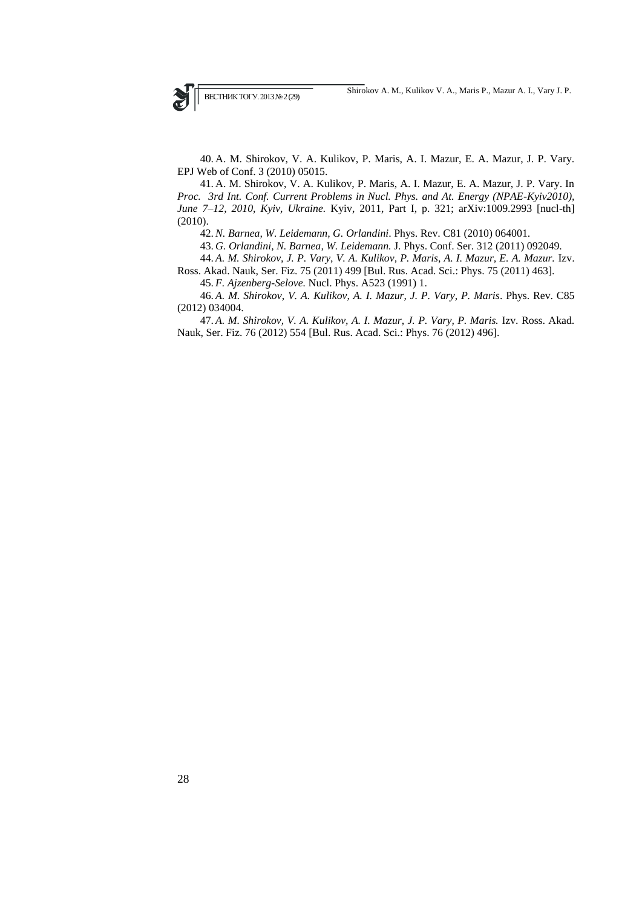40. A. M. Shirokov, V. A. Kulikov, P. Maris, A. I. Mazur, E. A. Mazur, J. P. Vary. EPJ Web of Conf. 3 (2010) 05015.

41. A. M. Shirokov, V. A. Kulikov, P. Maris, A. I. Mazur, E. A. Mazur, J. P. Vary. In *Proc. 3rd Int. Conf. Current Problems in Nucl. Phys. and At. Energy (NPAE-Kyiv2010), June 7–12, 2010, Kyiv, Ukraine.* Kyiv, 2011, Part I, p. 321; arXiv:1009.2993 [nucl-th] (2010).

42. *N. Barnea, W. Leidemann, G. Orlandini*. Phys. Rev. C81 (2010) 064001.

43. *G. Orlandini, N. Barnea, W. Leidemann.* J. Phys. Conf. Ser. 312 (2011) 092049.

44. *A. M. Shirokov, J. P. Vary, V. A. Kulikov, P. Maris, A. I. Mazur, E. A. Mazur.* Izv. Ross. Akad. Nauk, Ser. Fiz. 75 (2011) 499 [Bul. Rus. Acad. Sci.: Phys. 75 (2011) 463].

45. *F. Ajzenberg-Selove.* Nucl. Phys. A523 (1991) 1.

46. *A. M. Shirokov, V. A. Kulikov, A. I. Mazur, J. P. Vary, P. Maris*. Phys. Rev. C85 (2012) 034004.

47. *A. M. Shirokov, V. A. Kulikov, A. I. Mazur, J. P. Vary, P. Maris.* Izv. Ross. Akad. Nauk, Ser. Fiz. 76 (2012) 554 [Bul. Rus. Acad. Sci.: Phys. 76 (2012) 496].